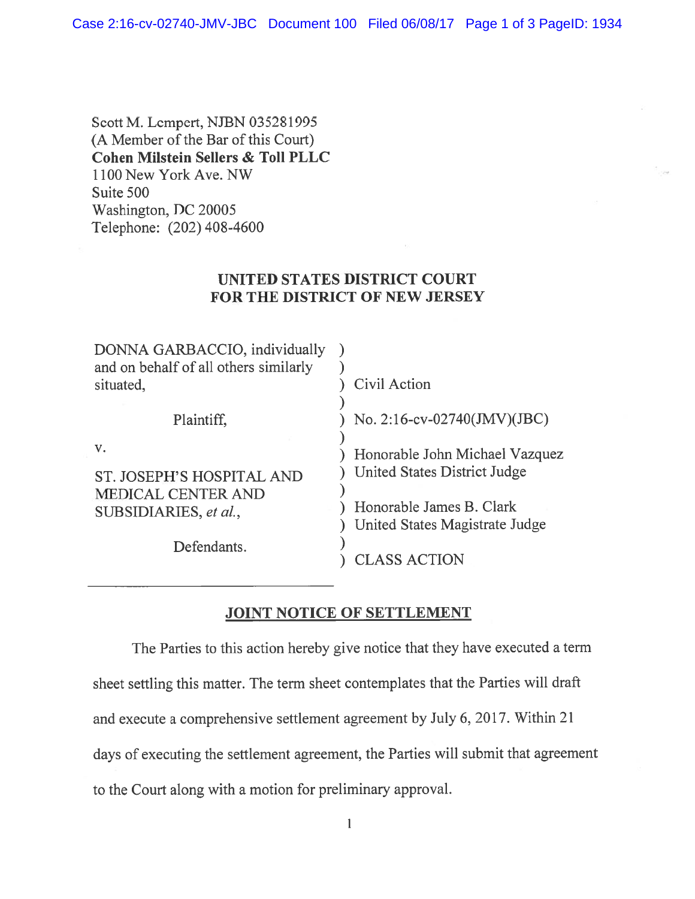Scott M. Lempert, NJBN 035281995
(A Member of the Bar of this Court)
**Cohen Milstein Sellers & Toll PLLC**
1100 New York Ave. NW
Suite 500
Washington, DC 20005
Telephone: (202) 408-4600

**UNITED STATES DISTRICT COURT**
**FOR THE DISTRICT OF NEW JERSEY**

| | |
|---|---|
| DONNA GARBACCIO, individually and on behalf of all others similarly situated, | Civil Action |
| Plaintiff, | No. 2:16-cv-02740(JMV)(JBC) |
| v. | Honorable John Michael Vazquez United States District Judge |
| ST. JOSEPH'S HOSPITAL AND MEDICAL CENTER AND SUBSIDIARIES, *et al.*, | Honorable James B. Clark United States Magistrate Judge |
| Defendants. | CLASS ACTION |

**JOINT NOTICE OF SETTLEMENT**

The Parties to this action hereby give notice that they have executed a term sheet settling this matter. The term sheet contemplates that the Parties will draft and execute a comprehensive settlement agreement by July 6, 2017. Within 21 days of executing the settlement agreement, the Parties will submit that agreement to the Court along with a motion for preliminary approval.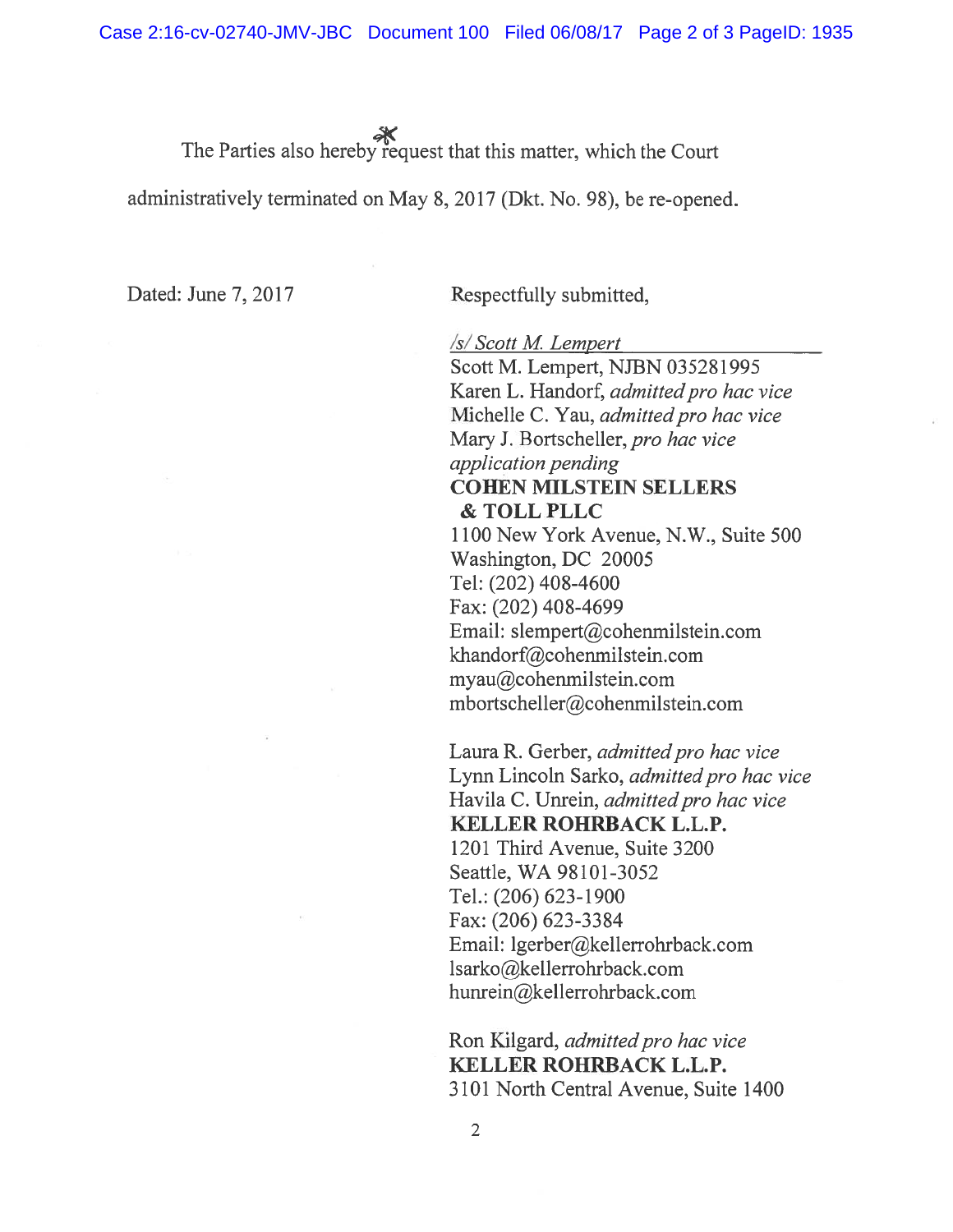The Parties also hereby request that this matter, which the Court administratively terminated on May 8, 2017 (Dkt. No. 98), be re-opened.

Dated: June 7, 2017

Respectfully submitted,

/s/ Scott M. Lempert  
Scott M. Lempert, NJBN 035281995  
Karen L. Handorf, *admitted pro hac vice*  
Michelle C. Yau, *admitted pro hac vice*  
Mary J. Bortscheller, *pro hac vice application pending*  
**COHEN MILSTEIN SELLERS & TOLL PLLC**  
1100 New York Avenue, N.W., Suite 500  
Washington, DC 20005  
Tel: (202) 408-4600  
Fax: (202) 408-4699  
Email: slempert@cohenmilstein.com  
khandorf@cohenmilstein.com  
myau@cohenmilstein.com  
mbortscheller@cohenmilstein.com

Laura R. Gerber, *admitted pro hac vice*  
Lynn Lincoln Sarko, *admitted pro hac vice*  
Havila C. Unrein, *admitted pro hac vice*  
**KELLER ROHRBACK L.L.P.**  
1201 Third Avenue, Suite 3200  
Seattle, WA 98101-3052  
Tel.: (206) 623-1900  
Fax: (206) 623-3384  
Email: lgerber@kellerrohrback.com  
lsarko@kellerrohrback.com  
hunrein@kellerrohrback.com

Ron Kilgard, *admitted pro hac vice*  
**KELLER ROHRBACK L.L.P.**  
3101 North Central Avenue, Suite 1400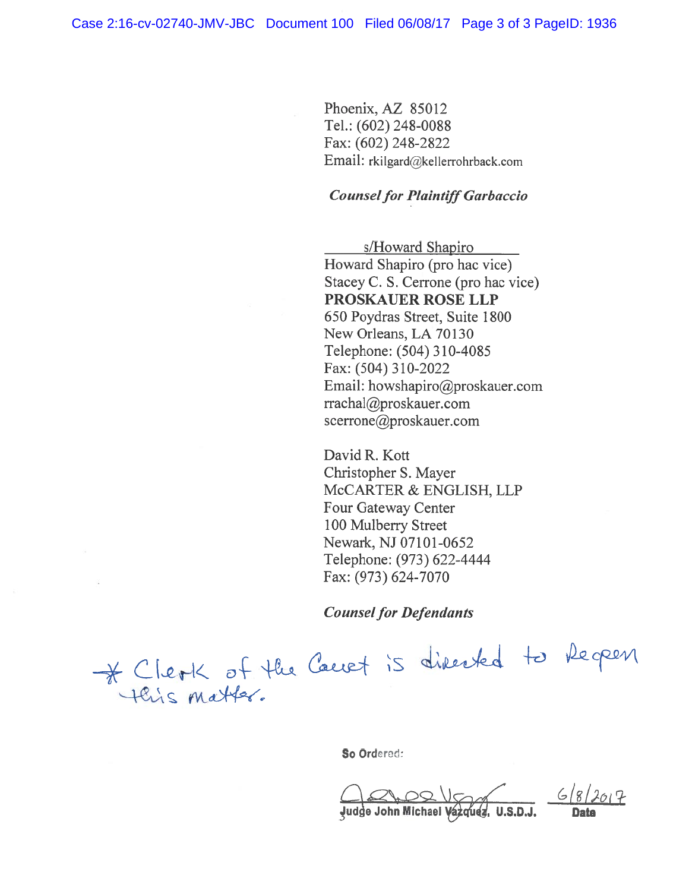Phoenix, AZ 85012
Tel.: (602) 248-0088
Fax: (602) 248-2822
Email: rkilgard@kellerrohrback.com

***Counsel for Plaintiff Garbaccio***

s/Howard Shapiro
Howard Shapiro (pro hac vice)
Stacey C. S. Cerrone (pro hac vice)
**PROSKAUER ROSE LLP**
650 Poydras Street, Suite 1800
New Orleans, LA 70130
Telephone: (504) 310-4085
Fax: (504) 310-2022
Email: howshapiro@proskauer.com
rrachal@proskauer.com
scerrone@proskauer.com

David R. Kott
Christopher S. Mayer
McCARTER & ENGLISH, LLP
Four Gateway Center
100 Mulberry Street
Newark, NJ 07101-0652
Telephone: (973) 622-4444
Fax: (973) 624-7070

***Counsel for Defendants***

* Clerk of the Court is directed to Reopen this matter.

**So Ordered:**

**Judge John Michael Vazquez, U.S.D.J.** 6/8/2017
**Date**